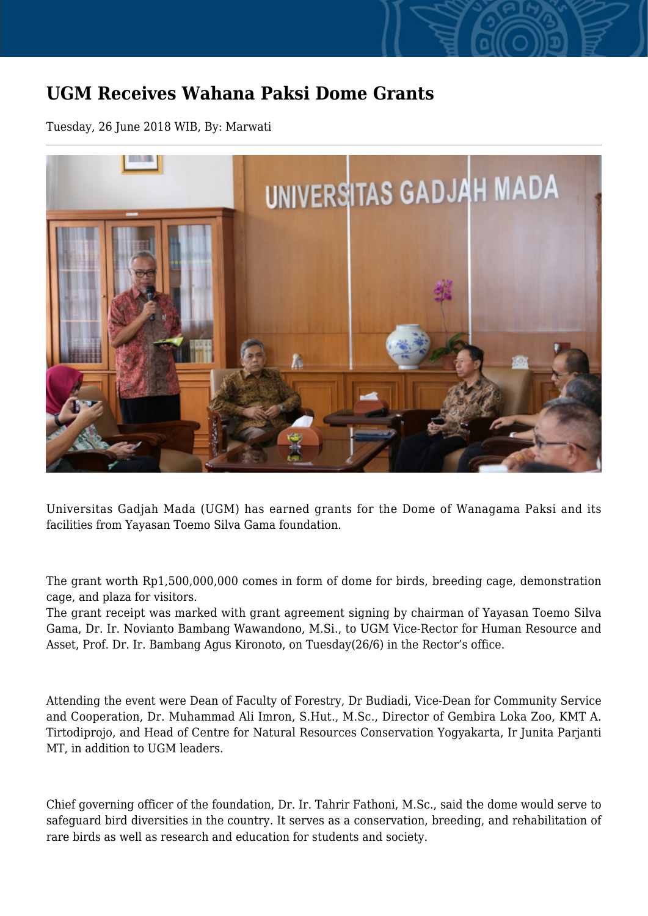# UGM Receives Wahana Paksi Dome Grants

Tuesday, 26 June 2018 WIB, By: Marwati

Universitas Gadjah Mada (UGM) has earned grants for the Dome of Wanagama Paksi and its facilities from Yayasan Toemo Silva Gama foundation.

The grant worth Rp1,500,000,000 comes in form of dome for birds, breeding cage, demonstration cage, and plaza for visitors.
The grant receipt was marked with grant agreement signing by chairman of Yayasan Toemo Silva Gama, Dr. Ir. Novianto Bambang Wawandono, M.Si., to UGM Vice-Rector for Human Resource and Asset, Prof. Dr. Ir. Bambang Agus Kironoto, on Tuesday(26/6) in the Rector's office.

Attending the event were Dean of Faculty of Forestry, Dr Budiadi, Vice-Dean for Community Service and Cooperation, Dr. Muhammad Ali Imron, S.Hut., M.Sc., Director of Gembira Loka Zoo, KMT A. Tirtodiprojo, and Head of Centre for Natural Resources Conservation Yogyakarta, Ir Junita Parjanti MT, in addition to UGM leaders.

Chief governing officer of the foundation, Dr. Ir. Tahrir Fathoni, M.Sc., said the dome would serve to safeguard bird diversities in the country. It serves as a conservation, breeding, and rehabilitation of rare birds as well as research and education for students and society.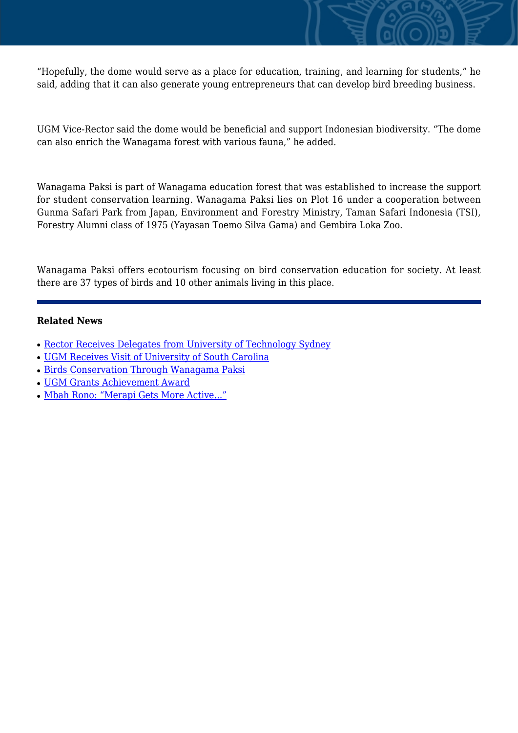"Hopefully, the dome would serve as a place for education, training, and learning for students," he said, adding that it can also generate young entrepreneurs that can develop bird breeding business.

UGM Vice-Rector said the dome would be beneficial and support Indonesian biodiversity. "The dome can also enrich the Wanagama forest with various fauna," he added.

Wanagama Paksi is part of Wanagama education forest that was established to increase the support for student conservation learning. Wanagama Paksi lies on Plot 16 under a cooperation between Gunma Safari Park from Japan, Environment and Forestry Ministry, Taman Safari Indonesia (TSI), Forestry Alumni class of 1975 (Yayasan Toemo Silva Gama) and Gembira Loka Zoo.

Wanagama Paksi offers ecotourism focusing on bird conservation education for society. At least there are 37 types of birds and 10 other animals living in this place.

---

**Related News**

- Rector Receives Delegates from University of Technology Sydney
- UGM Receives Visit of University of South Carolina
- Birds Conservation Through Wanagama Paksi
- UGM Grants Achievement Award
- Mbah Rono: "Merapi Gets More Active…"